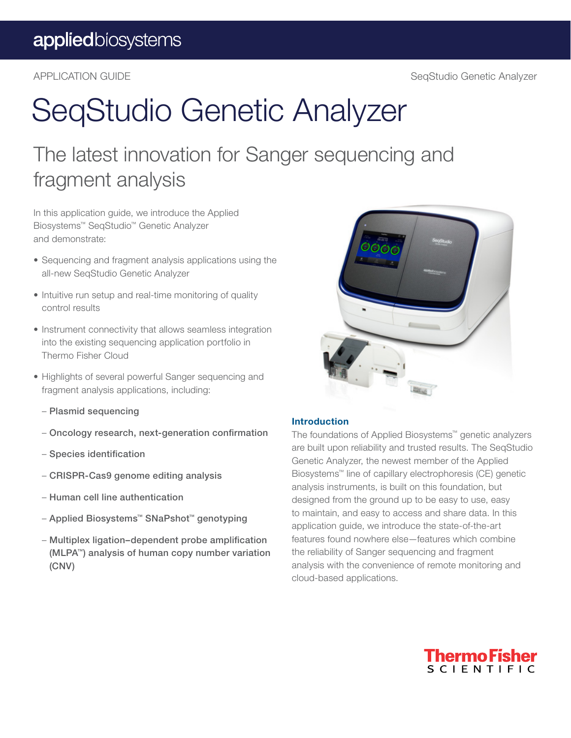appliedbiosystems

APPLICATION GUIDE

# SeqStudio Genetic Analyzer

## The latest innovation for Sanger sequencing and fragment analysis

In this application guide, we introduce the Applied Biosystems™ SeqStudio™ Genetic Analyzer and demonstrate:

- Sequencing and fragment analysis applications using the all-new SeqStudio Genetic Analyzer
- Intuitive run setup and real-time monitoring of quality control results
- Instrument connectivity that allows seamless integration into the existing sequencing application portfolio in Thermo Fisher Cloud
- Highlights of several powerful Sanger sequencing and fragment analysis applications, including:
  - **Plasmid sequencing**
  - **Oncology research, next-generation confirmation**
  - **Species identification**
  - **CRISPR-Cas9 genome editing analysis**
  - **Human cell line authentication**
  - **Applied Biosystems™ SNaPshot™ genotyping**
  - **Multiplex ligation–dependent probe amplification (MLPA™) analysis of human copy number variation (CNV)**

### Introduction

The foundations of Applied Biosystems™ genetic analyzers are built upon reliability and trusted results. The SeqStudio Genetic Analyzer, the newest member of the Applied Biosystems™ line of capillary electrophoresis (CE) genetic analysis instruments, is built on this foundation, but designed from the ground up to be easy to use, easy to maintain, and easy to access and share data. In this application guide, we introduce the state-of-the-art features found nowhere else—features which combine the reliability of Sanger sequencing and fragment analysis with the convenience of remote monitoring and cloud-based applications.

ThermoFisher SCIENTIFIC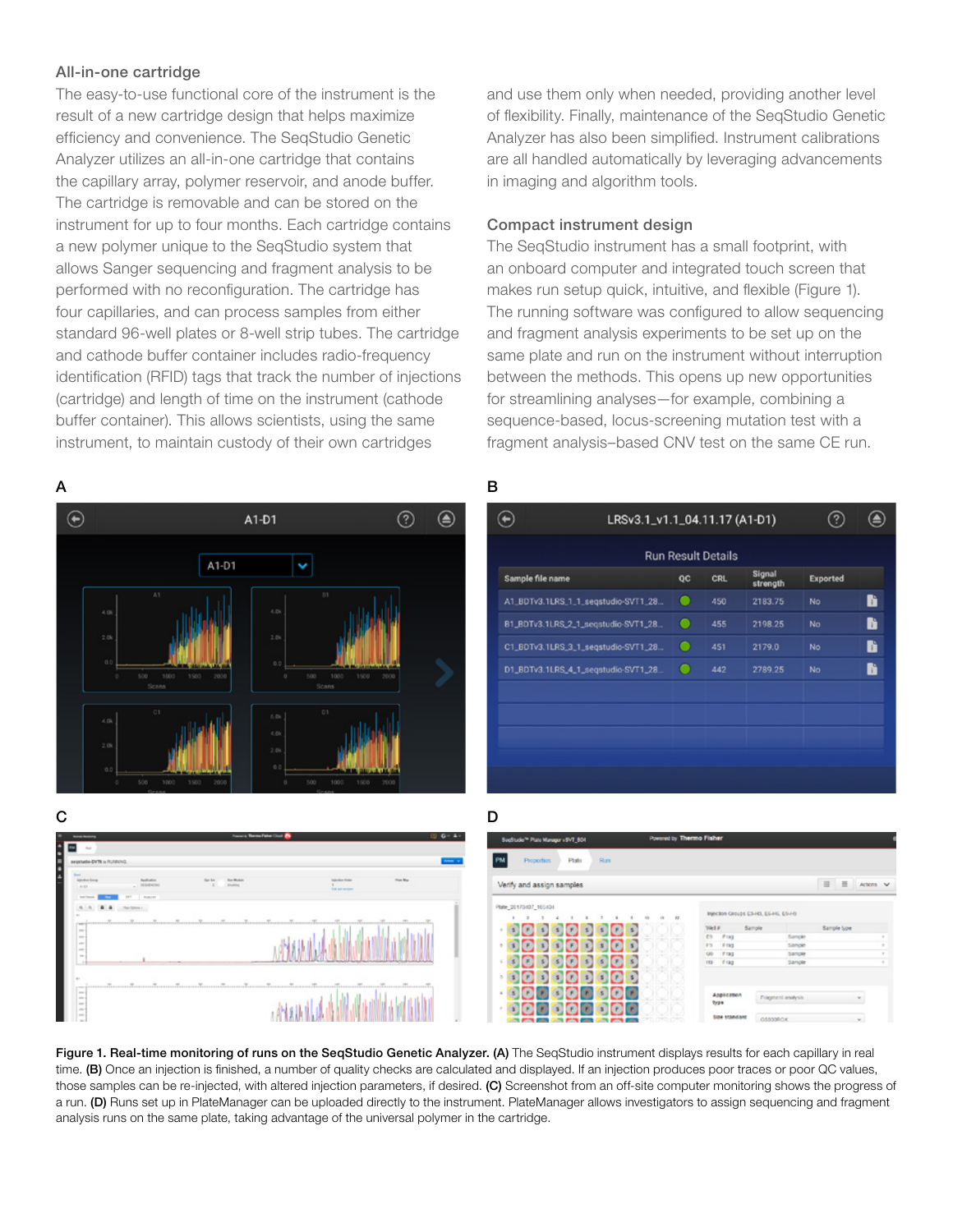### All-in-one cartridge

The easy-to-use functional core of the instrument is the result of a new cartridge design that helps maximize efficiency and convenience. The SeqStudio Genetic Analyzer utilizes an all-in-one cartridge that contains the capillary array, polymer reservoir, and anode buffer. The cartridge is removable and can be stored on the instrument for up to four months. Each cartridge contains a new polymer unique to the SeqStudio system that allows Sanger sequencing and fragment analysis to be performed with no reconfiguration. The cartridge has four capillaries, and can process samples from either standard 96-well plates or 8-well strip tubes. The cartridge and cathode buffer container includes radio-frequency identification (RFID) tags that track the number of injections (cartridge) and length of time on the instrument (cathode buffer container). This allows scientists, using the same instrument, to maintain custody of their own cartridges and use them only when needed, providing another level of flexibility. Finally, maintenance of the SeqStudio Genetic Analyzer has also been simplified. Instrument calibrations are all handled automatically by leveraging advancements in imaging and algorithm tools.

### Compact instrument design

The SeqStudio instrument has a small footprint, with an onboard computer and integrated touch screen that makes run setup quick, intuitive, and flexible (Figure 1). The running software was configured to allow sequencing and fragment analysis experiments to be set up on the same plate and run on the instrument without interruption between the methods. This opens up new opportunities for streamlining analyses—for example, combining a sequence-based, locus-screening mutation test with a fragment analysis–based CNV test on the same CE run.

**Figure 1. Real-time monitoring of runs on the SeqStudio Genetic Analyzer. (A)** The SeqStudio instrument displays results for each capillary in real time. **(B)** Once an injection is finished, a number of quality checks are calculated and displayed. If an injection produces poor traces or poor QC values, those samples can be re-injected, with altered injection parameters, if desired. **(C)** Screenshot from an off-site computer monitoring shows the progress of a run. **(D)** Runs set up in PlateManager can be uploaded directly to the instrument. PlateManager allows investigators to assign sequencing and fragment analysis runs on the same plate, taking advantage of the universal polymer in the cartridge.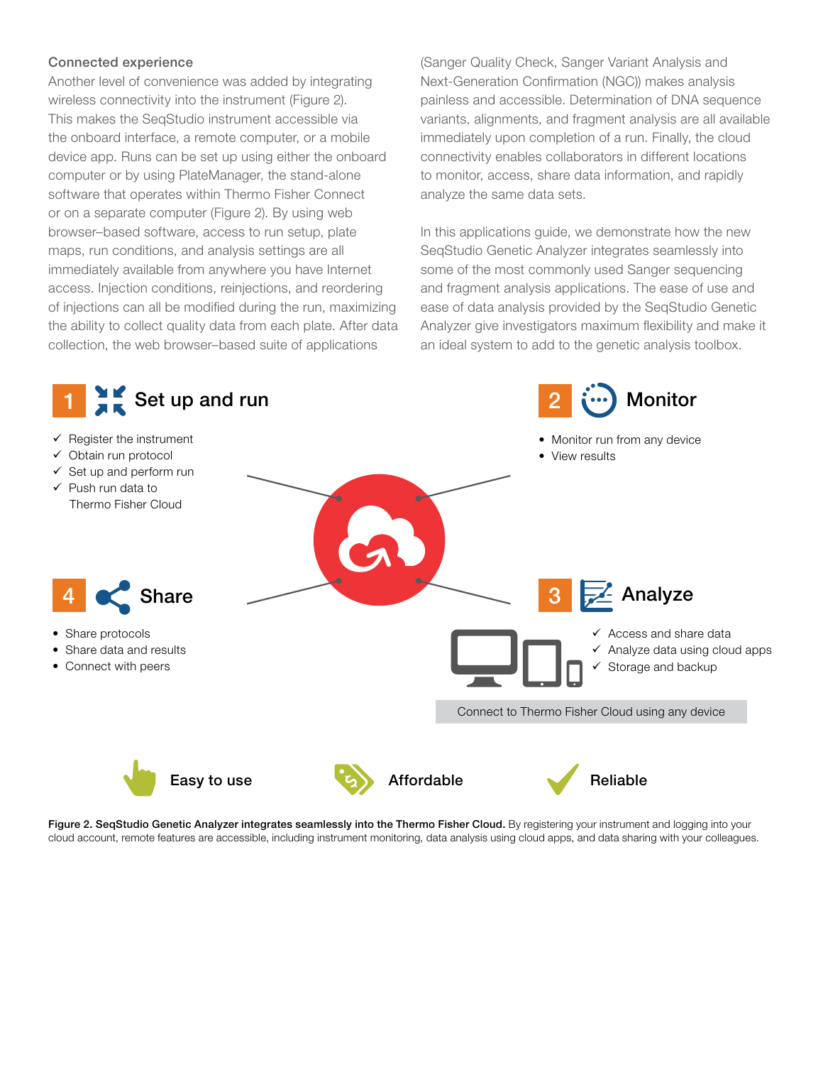### Connected experience

Another level of convenience was added by integrating wireless connectivity into the instrument (Figure 2). This makes the SeqStudio instrument accessible via the onboard interface, a remote computer, or a mobile device app. Runs can be set up using either the onboard computer or by using PlateManager, the stand-alone software that operates within Thermo Fisher Connect or on a separate computer (Figure 2). By using web browser–based software, access to run setup, plate maps, run conditions, and analysis settings are all immediately available from anywhere you have Internet access. Injection conditions, reinjections, and reordering of injections can all be modified during the run, maximizing the ability to collect quality data from each plate. After data collection, the web browser–based suite of applications (Sanger Quality Check, Sanger Variant Analysis and Next-Generation Confirmation (NGC)) makes analysis painless and accessible. Determination of DNA sequence variants, alignments, and fragment analysis are all available immediately upon completion of a run. Finally, the cloud connectivity enables collaborators in different locations to monitor, access, share data information, and rapidly analyze the same data sets.

In this applications guide, we demonstrate how the new SeqStudio Genetic Analyzer integrates seamlessly into some of the most commonly used Sanger sequencing and fragment analysis applications. The ease of use and ease of data analysis provided by the SeqStudio Genetic Analyzer give investigators maximum flexibility and make it an ideal system to add to the genetic analysis toolbox.

**1 Set up and run**

- ✓ Register the instrument
- ✓ Obtain run protocol
- ✓ Set up and perform run
- ✓ Push run data to Thermo Fisher Cloud

**2 Monitor**

- Monitor run from any device
- View results

**3 Analyze**

- ✓ Access and share data
- ✓ Analyze data using cloud apps
- ✓ Storage and backup

**4 Share**

- Share protocols
- Share data and results
- Connect with peers

Connect to Thermo Fisher Cloud using any device

Easy to use | Affordable | Reliable

**Figure 2. SeqStudio Genetic Analyzer integrates seamlessly into the Thermo Fisher Cloud.** By registering your instrument and logging into your cloud account, remote features are accessible, including instrument monitoring, data analysis using cloud apps, and data sharing with your colleagues.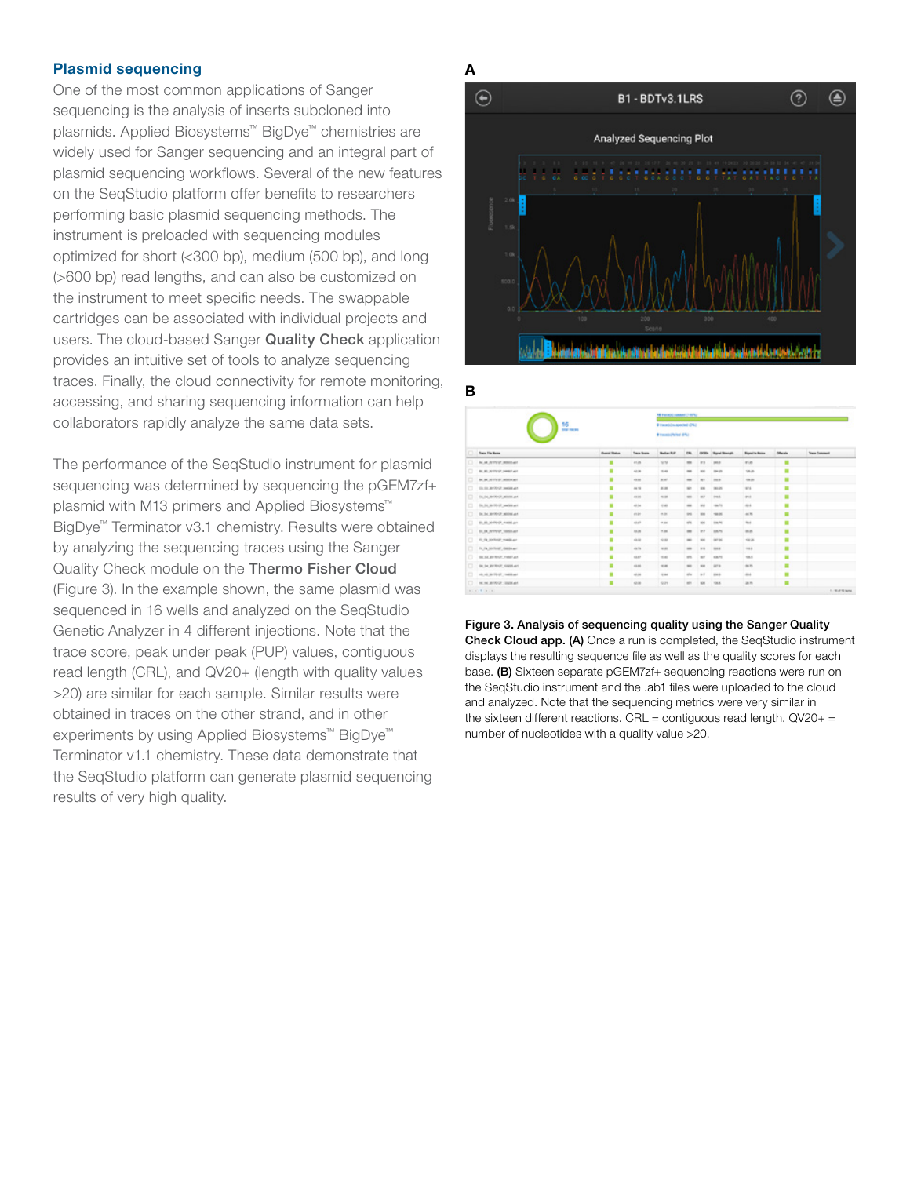## Plasmid sequencing

One of the most common applications of Sanger sequencing is the analysis of inserts subcloned into plasmids. Applied Biosystems™ BigDye™ chemistries are widely used for Sanger sequencing and an integral part of plasmid sequencing workflows. Several of the new features on the SeqStudio platform offer benefits to researchers performing basic plasmid sequencing methods. The instrument is preloaded with sequencing modules optimized for short (<300 bp), medium (500 bp), and long (>600 bp) read lengths, and can also be customized on the instrument to meet specific needs. The swappable cartridges can be associated with individual projects and users. The cloud-based Sanger **Quality Check** application provides an intuitive set of tools to analyze sequencing traces. Finally, the cloud connectivity for remote monitoring, accessing, and sharing sequencing information can help collaborators rapidly analyze the same data sets.

The performance of the SeqStudio instrument for plasmid sequencing was determined by sequencing the pGEM7zf+ plasmid with M13 primers and Applied Biosystems™ BigDye™ Terminator v3.1 chemistry. Results were obtained by analyzing the sequencing traces using the Sanger Quality Check module on the **Thermo Fisher Cloud** (Figure 3). In the example shown, the same plasmid was sequenced in 16 wells and analyzed on the SeqStudio Genetic Analyzer in 4 different injections. Note that the trace score, peak under peak (PUP) values, contiguous read length (CRL), and QV20+ (length with quality values >20) are similar for each sample. Similar results were obtained in traces on the other strand, and in other experiments by using Applied Biosystems™ BigDye™ Terminator v1.1 chemistry. These data demonstrate that the SeqStudio platform can generate plasmid sequencing results of very high quality.

**Figure 3. Analysis of sequencing quality using the Sanger Quality Check Cloud app. (A)** Once a run is completed, the SeqStudio instrument displays the resulting sequence file as well as the quality scores for each base. **(B)** Sixteen separate pGEM7zf+ sequencing reactions were run on the SeqStudio instrument and the .ab1 files were uploaded to the cloud and analyzed. Note that the sequencing metrics were very similar in the sixteen different reactions. CRL = contiguous read length, QV20+ = number of nucleotides with a quality value >20.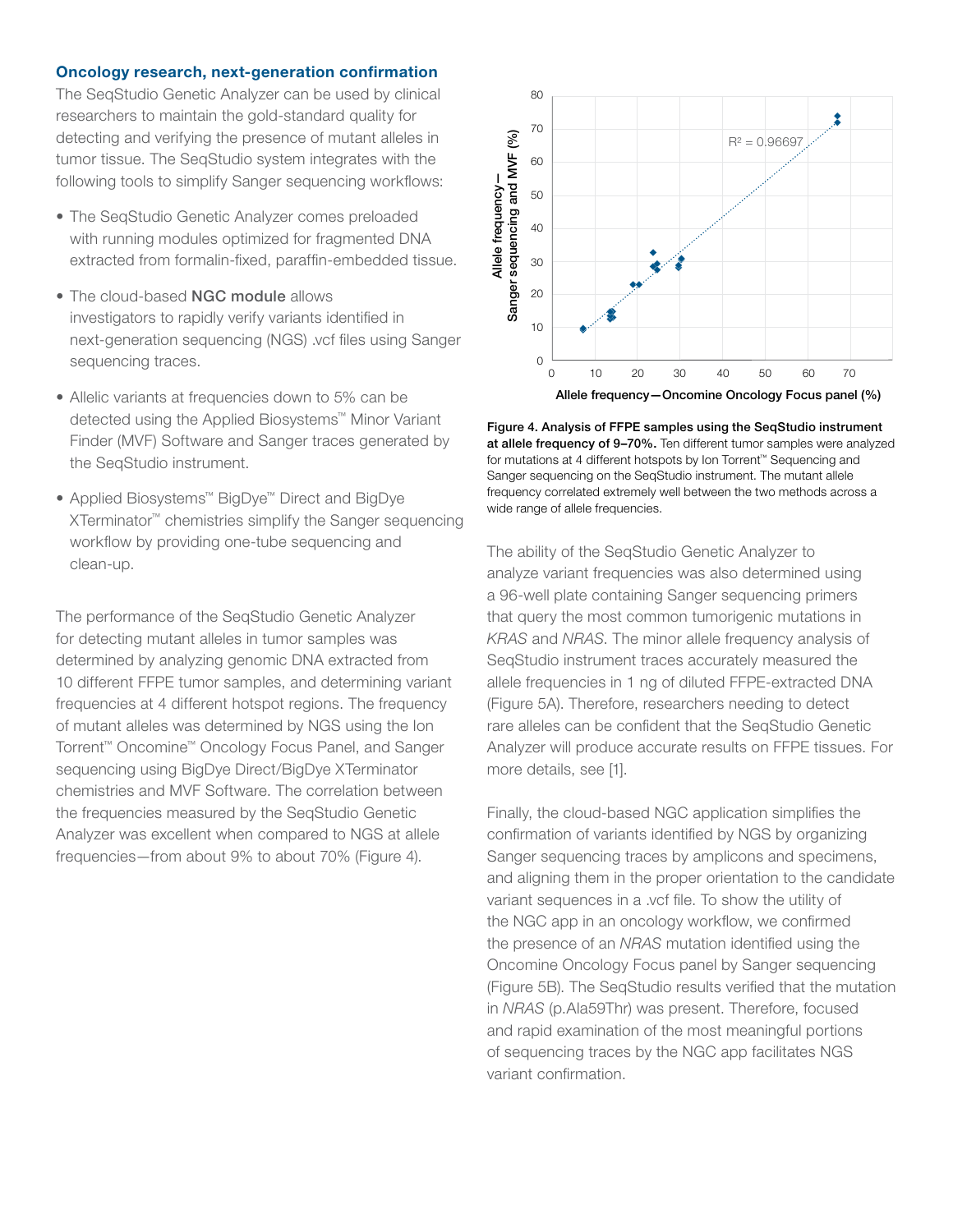### Oncology research, next-generation confirmation

The SeqStudio Genetic Analyzer can be used by clinical researchers to maintain the gold-standard quality for detecting and verifying the presence of mutant alleles in tumor tissue. The SeqStudio system integrates with the following tools to simplify Sanger sequencing workflows:

- The SeqStudio Genetic Analyzer comes preloaded with running modules optimized for fragmented DNA extracted from formalin-fixed, paraffin-embedded tissue.
- The cloud-based **NGC module** allows investigators to rapidly verify variants identified in next-generation sequencing (NGS) .vcf files using Sanger sequencing traces.
- Allelic variants at frequencies down to 5% can be detected using the Applied Biosystems™ Minor Variant Finder (MVF) Software and Sanger traces generated by the SeqStudio instrument.
- Applied Biosystems™ BigDye™ Direct and BigDye XTerminator™ chemistries simplify the Sanger sequencing workflow by providing one-tube sequencing and clean-up.

The performance of the SeqStudio Genetic Analyzer for detecting mutant alleles in tumor samples was determined by analyzing genomic DNA extracted from 10 different FFPE tumor samples, and determining variant frequencies at 4 different hotspot regions. The frequency of mutant alleles was determined by NGS using the Ion Torrent™ Oncomine™ Oncology Focus Panel, and Sanger sequencing using BigDye Direct/BigDye XTerminator chemistries and MVF Software. The correlation between the frequencies measured by the SeqStudio Genetic Analyzer was excellent when compared to NGS at allele frequencies—from about 9% to about 70% (Figure 4).

**Figure 4. Analysis of FFPE samples using the SeqStudio instrument at allele frequency of 9–70%.** Ten different tumor samples were analyzed for mutations at 4 different hotspots by Ion Torrent™ Sequencing and Sanger sequencing on the SeqStudio instrument. The mutant allele frequency correlated extremely well between the two methods across a wide range of allele frequencies.

The ability of the SeqStudio Genetic Analyzer to analyze variant frequencies was also determined using a 96-well plate containing Sanger sequencing primers that query the most common tumorigenic mutations in *KRAS* and *NRAS*. The minor allele frequency analysis of SeqStudio instrument traces accurately measured the allele frequencies in 1 ng of diluted FFPE-extracted DNA (Figure 5A). Therefore, researchers needing to detect rare alleles can be confident that the SeqStudio Genetic Analyzer will produce accurate results on FFPE tissues. For more details, see [1].

Finally, the cloud-based NGC application simplifies the confirmation of variants identified by NGS by organizing Sanger sequencing traces by amplicons and specimens, and aligning them in the proper orientation to the candidate variant sequences in a .vcf file. To show the utility of the NGC app in an oncology workflow, we confirmed the presence of an *NRAS* mutation identified using the Oncomine Oncology Focus panel by Sanger sequencing (Figure 5B). The SeqStudio results verified that the mutation in *NRAS* (p.Ala59Thr) was present. Therefore, focused and rapid examination of the most meaningful portions of sequencing traces by the NGC app facilitates NGS variant confirmation.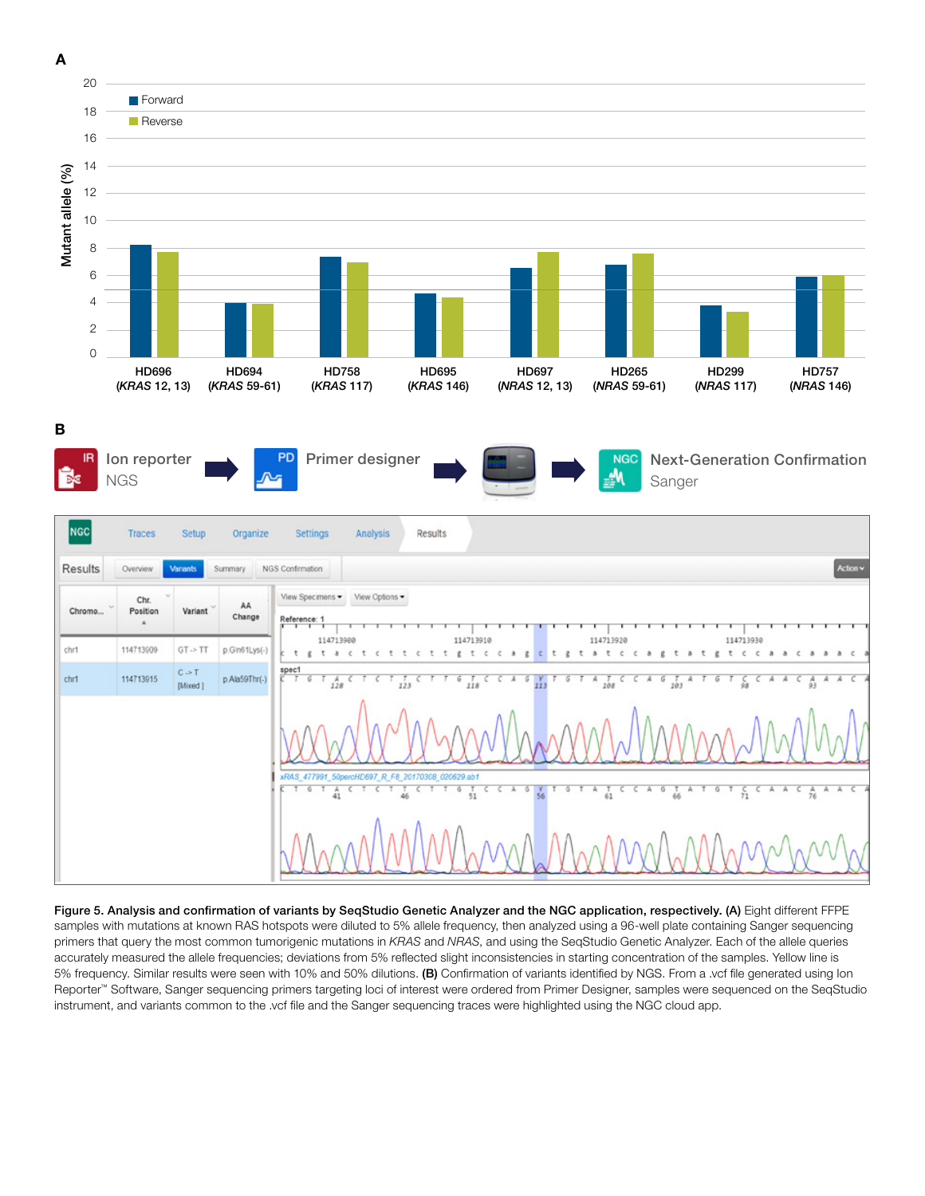**Figure 5. Analysis and confirmation of variants by SeqStudio Genetic Analyzer and the NGC application, respectively. (A)** Eight different FFPE samples with mutations at known RAS hotspots were diluted to 5% allele frequency, then analyzed using a 96-well plate containing Sanger sequencing primers that query the most common tumorigenic mutations in *KRAS* and *NRAS*, and using the SeqStudio Genetic Analyzer. Each of the allele queries accurately measured the allele frequencies; deviations from 5% reflected slight inconsistencies in starting concentration of the samples. Yellow line is 5% frequency. Similar results were seen with 10% and 50% dilutions. **(B)** Confirmation of variants identified by NGS. From a .vcf file generated using Ion Reporter™ Software, Sanger sequencing primers targeting loci of interest were ordered from Primer Designer, samples were sequenced on the SeqStudio instrument, and variants common to the .vcf file and the Sanger sequencing traces were highlighted using the NGC cloud app.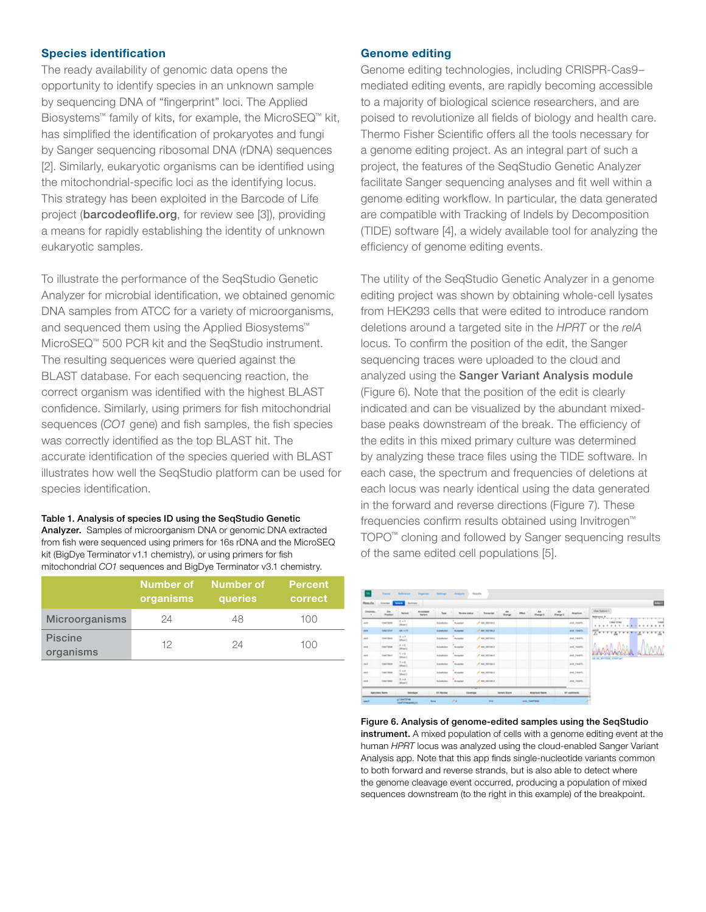## Species identification

The ready availability of genomic data opens the opportunity to identify species in an unknown sample by sequencing DNA of "fingerprint" loci. The Applied Biosystems™ family of kits, for example, the MicroSEQ™ kit, has simplified the identification of prokaryotes and fungi by Sanger sequencing ribosomal DNA (rDNA) sequences [2]. Similarly, eukaryotic organisms can be identified using the mitochondrial-specific loci as the identifying locus. This strategy has been exploited in the Barcode of Life project (**barcodeoflife.org**, for review see [3]), providing a means for rapidly establishing the identity of unknown eukaryotic samples.

To illustrate the performance of the SeqStudio Genetic Analyzer for microbial identification, we obtained genomic DNA samples from ATCC for a variety of microorganisms, and sequenced them using the Applied Biosystems™ MicroSEQ™ 500 PCR kit and the SeqStudio instrument. The resulting sequences were queried against the BLAST database. For each sequencing reaction, the correct organism was identified with the highest BLAST confidence. Similarly, using primers for fish mitochondrial sequences (*CO1* gene) and fish samples, the fish species was correctly identified as the top BLAST hit. The accurate identification of the species queried with BLAST illustrates how well the SeqStudio platform can be used for species identification.

**Table 1. Analysis of species ID using the SeqStudio Genetic Analyzer.** Samples of microorganism DNA or genomic DNA extracted from fish were sequenced using primers for 16s rDNA and the MicroSEQ kit (BigDye Terminator v1.1 chemistry), or using primers for fish mitochondrial *CO1* sequences and BigDye Terminator v3.1 chemistry.

| | Number of organisms | Number of queries | Percent correct |
|---|---|---|---|
| Microorganisms | 24 | 48 | 100 |
| Piscine organisms | 12 | 24 | 100 |

## Genome editing

Genome editing technologies, including CRISPR-Cas9–mediated editing events, are rapidly becoming accessible to a majority of biological science researchers, and are poised to revolutionize all fields of biology and health care. Thermo Fisher Scientific offers all the tools necessary for a genome editing project. As an integral part of such a project, the features of the SeqStudio Genetic Analyzer facilitate Sanger sequencing analyses and fit well within a genome editing workflow. In particular, the data generated are compatible with Tracking of Indels by Decomposition (TIDE) software [4], a widely available tool for analyzing the efficiency of genome editing events.

The utility of the SeqStudio Genetic Analyzer in a genome editing project was shown by obtaining whole-cell lysates from HEK293 cells that were edited to introduce random deletions around a targeted site in the *HPRT* or the *relA* locus. To confirm the position of the edit, the Sanger sequencing traces were uploaded to the cloud and analyzed using the **Sanger Variant Analysis module** (Figure 6). Note that the position of the edit is clearly indicated and can be visualized by the abundant mixed-base peaks downstream of the break. The efficiency of the edits in this mixed primary culture was determined by analyzing these trace files using the TIDE software. In each case, the spectrum and frequencies of deletions at each locus was nearly identical using the data generated in the forward and reverse directions (Figure 7). These frequencies confirm results obtained using Invitrogen™ TOPO™ cloning and followed by Sanger sequencing results of the same edited cell populations [5].

**Figure 6. Analysis of genome-edited samples using the SeqStudio instrument.** A mixed population of cells with a genome editing event at the human *HPRT* locus was analyzed using the cloud-enabled Sanger Variant Analysis app. Note that this app finds single-nucleotide variants common to both forward and reverse strands, but is also able to detect where the genome cleavage event occurred, producing a population of mixed sequences downstream (to the right in this example) of the breakpoint.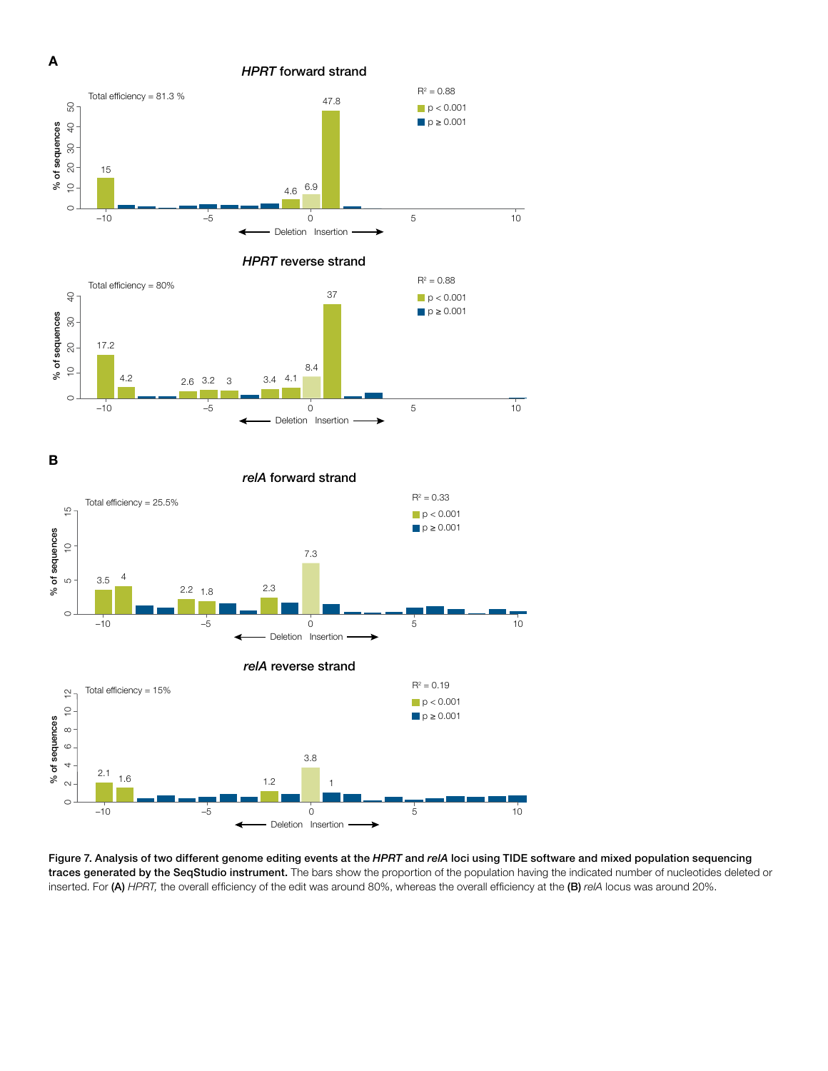**A**

**Figure 7. Analysis of two different genome editing events at the *HPRT* and *relA* loci using TIDE software and mixed population sequencing traces generated by the SeqStudio instrument.** The bars show the proportion of the population having the indicated number of nucleotides deleted or inserted. For **(A)** *HPRT,* the overall efficiency of the edit was around 80%, whereas the overall efficiency at the **(B)** *relA* locus was around 20%.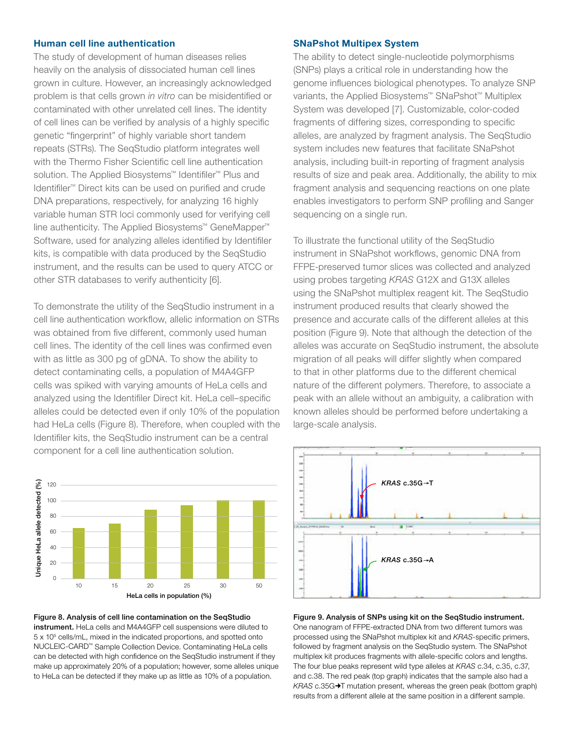## Human cell line authentication

The study of development of human diseases relies heavily on the analysis of dissociated human cell lines grown in culture. However, an increasingly acknowledged problem is that cells grown *in vitro* can be misidentified or contaminated with other unrelated cell lines. The identity of cell lines can be verified by analysis of a highly specific genetic "fingerprint" of highly variable short tandem repeats (STRs). The SeqStudio platform integrates well with the Thermo Fisher Scientific cell line authentication solution. The Applied Biosystems™ Identifiler™ Plus and Identifiler™ Direct kits can be used on purified and crude DNA preparations, respectively, for analyzing 16 highly variable human STR loci commonly used for verifying cell line authenticity. The Applied Biosystems™ GeneMapper™ Software, used for analyzing alleles identified by Identifiler kits, is compatible with data produced by the SeqStudio instrument, and the results can be used to query ATCC or other STR databases to verify authenticity [6].

To demonstrate the utility of the SeqStudio instrument in a cell line authentication workflow, allelic information on STRs was obtained from five different, commonly used human cell lines. The identity of the cell lines was confirmed even with as little as 300 pg of gDNA. To show the ability to detect contaminating cells, a population of M4A4GFP cells was spiked with varying amounts of HeLa cells and analyzed using the Identifiler Direct kit. HeLa cell–specific alleles could be detected even if only 10% of the population had HeLa cells (Figure 8). Therefore, when coupled with the Identifiler kits, the SeqStudio instrument can be a central component for a cell line authentication solution.

**Figure 8. Analysis of cell line contamination on the SeqStudio instrument.** HeLa cells and M4A4GFP cell suspensions were diluted to 5 x $10^5$ cells/mL, mixed in the indicated proportions, and spotted onto NUCLEIC-CARD™ Sample Collection Device. Contaminating HeLa cells can be detected with high confidence on the SeqStudio instrument if they make up approximately 20% of a population; however, some alleles unique to HeLa can be detected if they make up as little as 10% of a population.

## SNaPshot Multipex System

The ability to detect single-nucleotide polymorphisms (SNPs) plays a critical role in understanding how the genome influences biological phenotypes. To analyze SNP variants, the Applied Biosystems™ SNaPshot™ Multiplex System was developed [7]. Customizable, color-coded fragments of differing sizes, corresponding to specific alleles, are analyzed by fragment analysis. The SeqStudio system includes new features that facilitate SNaPshot analysis, including built-in reporting of fragment analysis results of size and peak area. Additionally, the ability to mix fragment analysis and sequencing reactions on one plate enables investigators to perform SNP profiling and Sanger sequencing on a single run.

To illustrate the functional utility of the SeqStudio instrument in SNaPshot workflows, genomic DNA from FFPE-preserved tumor slices was collected and analyzed using probes targeting *KRAS* G12X and G13X alleles using the SNaPshot multiplex reagent kit. The SeqStudio instrument produced results that clearly showed the presence and accurate calls of the different alleles at this position (Figure 9). Note that although the detection of the alleles was accurate on SeqStudio instrument, the absolute migration of all peaks will differ slightly when compared to that in other platforms due to the different chemical nature of the different polymers. Therefore, to associate a peak with an allele without an ambiguity, a calibration with known alleles should be performed before undertaking a large-scale analysis.

**Figure 9. Analysis of SNPs using kit on the SeqStudio instrument.** One nanogram of FFPE-extracted DNA from two different tumors was processed using the SNaPshot multiplex kit and *KRAS*-specific primers, followed by fragment analysis on the SeqStudio system. The SNaPshot multiplex kit produces fragments with allele-specific colors and lengths. The four blue peaks represent wild type alleles at *KRAS* c.34, c.35, c.37, and c.38. The red peak (top graph) indicates that the sample also had a *KRAS* c.35G➔T mutation present, whereas the green peak (bottom graph) results from a different allele at the same position in a different sample.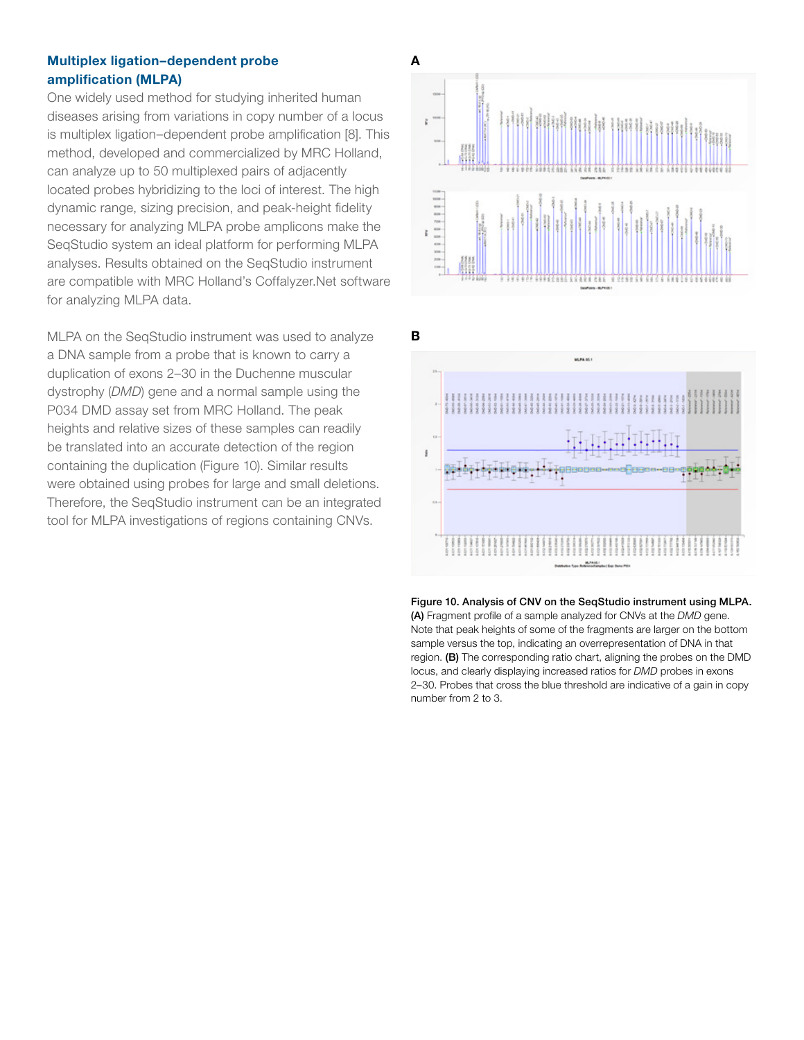## Multiplex ligation–dependent probe amplification (MLPA)

One widely used method for studying inherited human diseases arising from variations in copy number of a locus is multiplex ligation–dependent probe amplification [8]. This method, developed and commercialized by MRC Holland, can analyze up to 50 multiplexed pairs of adjacently located probes hybridizing to the loci of interest. The high dynamic range, sizing precision, and peak-height fidelity necessary for analyzing MLPA probe amplicons make the SeqStudio system an ideal platform for performing MLPA analyses. Results obtained on the SeqStudio instrument are compatible with MRC Holland's Coffalyzer.Net software for analyzing MLPA data.

MLPA on the SeqStudio instrument was used to analyze a DNA sample from a probe that is known to carry a duplication of exons 2–30 in the Duchenne muscular dystrophy (*DMD*) gene and a normal sample using the P034 DMD assay set from MRC Holland. The peak heights and relative sizes of these samples can readily be translated into an accurate detection of the region containing the duplication (Figure 10). Similar results were obtained using probes for large and small deletions. Therefore, the SeqStudio instrument can be an integrated tool for MLPA investigations of regions containing CNVs.

**Figure 10. Analysis of CNV on the SeqStudio instrument using MLPA.** **(A)** Fragment profile of a sample analyzed for CNVs at the *DMD* gene. Note that peak heights of some of the fragments are larger on the bottom sample versus the top, indicating an overrepresentation of DNA in that region. **(B)** The corresponding ratio chart, aligning the probes on the DMD locus, and clearly displaying increased ratios for *DMD* probes in exons 2–30. Probes that cross the blue threshold are indicative of a gain in copy number from 2 to 3.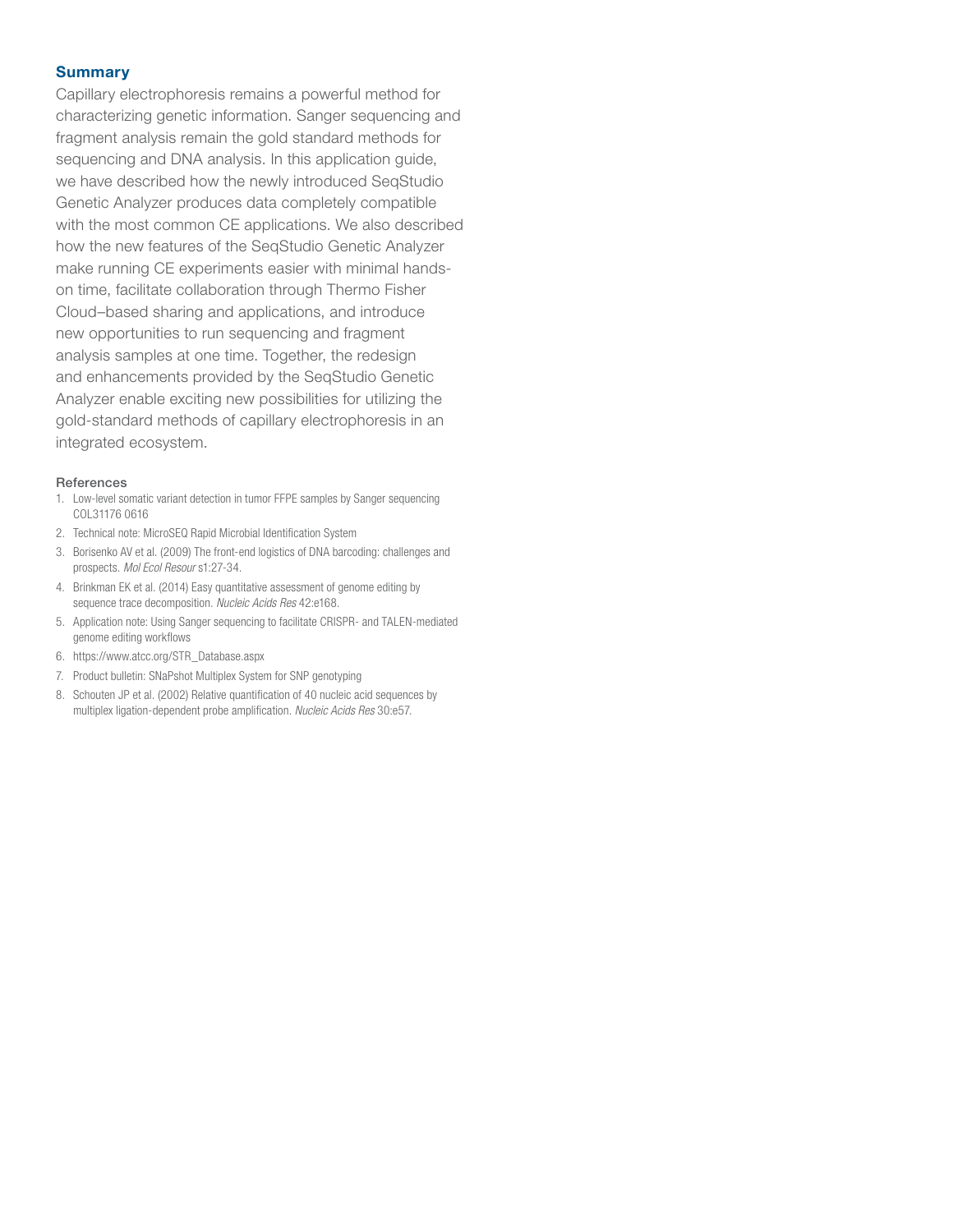## Summary

Capillary electrophoresis remains a powerful method for characterizing genetic information. Sanger sequencing and fragment analysis remain the gold standard methods for sequencing and DNA analysis. In this application guide, we have described how the newly introduced SeqStudio Genetic Analyzer produces data completely compatible with the most common CE applications. We also described how the new features of the SeqStudio Genetic Analyzer make running CE experiments easier with minimal hands-on time, facilitate collaboration through Thermo Fisher Cloud–based sharing and applications, and introduce new opportunities to run sequencing and fragment analysis samples at one time. Together, the redesign and enhancements provided by the SeqStudio Genetic Analyzer enable exciting new possibilities for utilizing the gold-standard methods of capillary electrophoresis in an integrated ecosystem.

### References

1. Low-level somatic variant detection in tumor FFPE samples by Sanger sequencing COL31176 0616
2. Technical note: MicroSEQ Rapid Microbial Identification System
3. Borisenko AV et al. (2009) The front-end logistics of DNA barcoding: challenges and prospects. *Mol Ecol Resour* s1:27-34.
4. Brinkman EK et al. (2014) Easy quantitative assessment of genome editing by sequence trace decomposition. *Nucleic Acids Res* 42:e168.
5. Application note: Using Sanger sequencing to facilitate CRISPR- and TALEN-mediated genome editing workflows
6. https://www.atcc.org/STR_Database.aspx
7. Product bulletin: SNaPshot Multiplex System for SNP genotyping
8. Schouten JP et al. (2002) Relative quantification of 40 nucleic acid sequences by multiplex ligation-dependent probe amplification. *Nucleic Acids Res* 30:e57.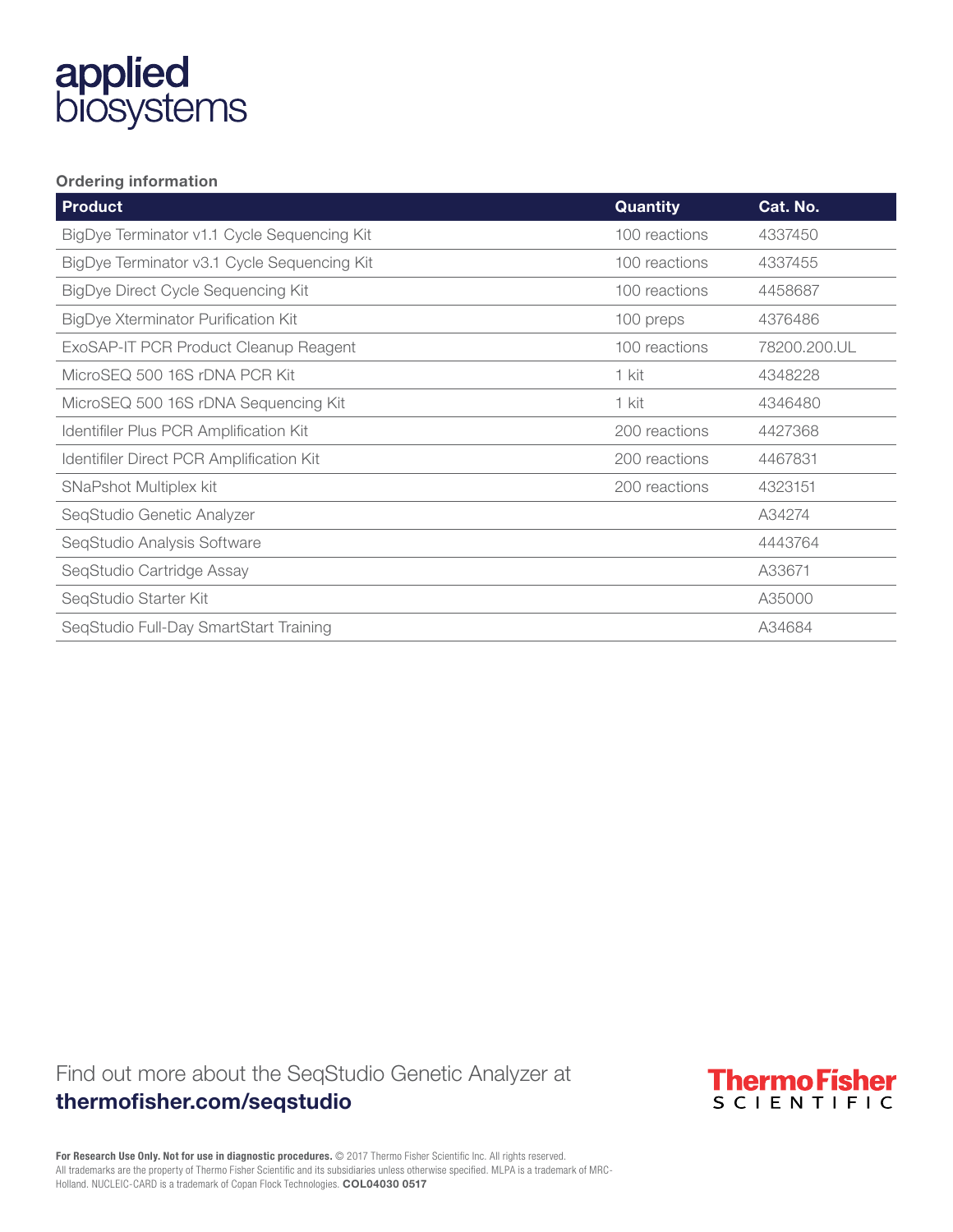## Ordering information

| Product | Quantity | Cat. No. |
| --- | --- | --- |
| BigDye Terminator v1.1 Cycle Sequencing Kit | 100 reactions | 4337450 |
| BigDye Terminator v3.1 Cycle Sequencing Kit | 100 reactions | 4337455 |
| BigDye Direct Cycle Sequencing Kit | 100 reactions | 4458687 |
| BigDye Xterminator Purification Kit | 100 preps | 4376486 |
| ExoSAP-IT PCR Product Cleanup Reagent | 100 reactions | 78200.200.UL |
| MicroSEQ 500 16S rDNA PCR Kit | 1 kit | 4348228 |
| MicroSEQ 500 16S rDNA Sequencing Kit | 1 kit | 4346480 |
| Identifiler Plus PCR Amplification Kit | 200 reactions | 4427368 |
| Identifiler Direct PCR Amplification Kit | 200 reactions | 4467831 |
| SNaPshot Multiplex kit | 200 reactions | 4323151 |
| SeqStudio Genetic Analyzer | | A34274 |
| SeqStudio Analysis Software | | 4443764 |
| SeqStudio Cartridge Assay | | A33671 |
| SeqStudio Starter Kit | | A35000 |
| SeqStudio Full-Day SmartStart Training | | A34684 |

Find out more about the SeqStudio Genetic Analyzer at
**thermofisher.com/seqstudio**

**For Research Use Only. Not for use in diagnostic procedures.** © 2017 Thermo Fisher Scientific Inc. All rights reserved. All trademarks are the property of Thermo Fisher Scientific and its subsidiaries unless otherwise specified. MLPA is a trademark of MRC-Holland. NUCLEIC-CARD is a trademark of Copan Flock Technologies. **COL04030 0517**